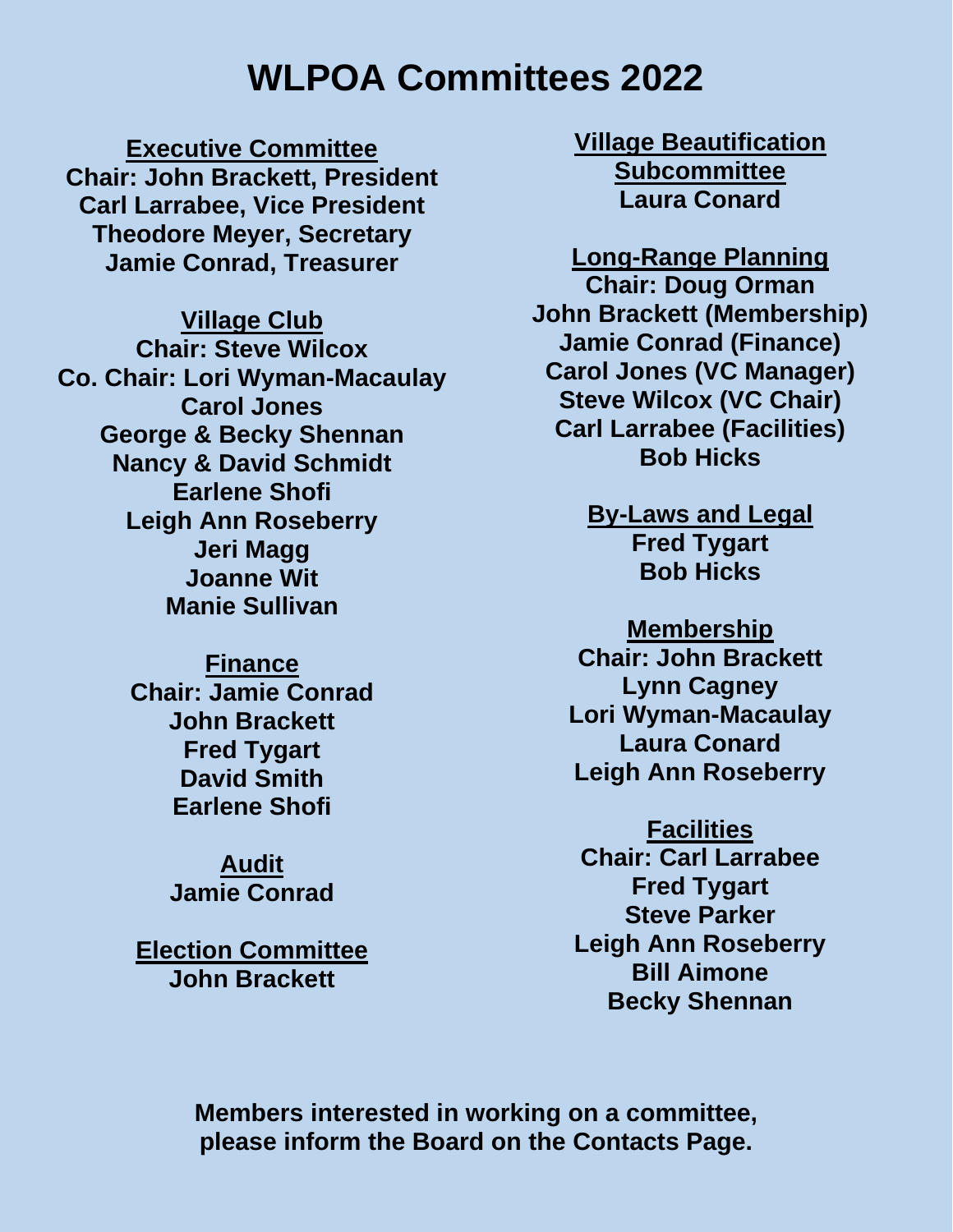# WLPOA Committees 2022

**Executive Committee**

**Chair: John Brackett, President**
**Carl Larrabee, Vice President**
**Theodore Meyer, Secretary**
**Jamie Conrad, Treasurer**

**Village Club**

**Chair: Steve Wilcox**
**Co. Chair: Lori Wyman-Macaulay**
**Carol Jones**
**George & Becky Shennan**
**Nancy & David Schmidt**
**Earlene Shofi**
**Leigh Ann Roseberry**
**Jeri Magg**
**Joanne Wit**
**Manie Sullivan**

**Finance**

**Chair: Jamie Conrad**
**John Brackett**
**Fred Tygart**
**David Smith**
**Earlene Shofi**

**Audit**

**Jamie Conrad**

**Election Committee**

**John Brackett**

**Village Beautification Subcommittee**

**Laura Conard**

**Long-Range Planning**

**Chair: Doug Orman**
**John Brackett (Membership)**
**Jamie Conrad (Finance)**
**Carol Jones (VC Manager)**
**Steve Wilcox (VC Chair)**
**Carl Larrabee (Facilities)**
**Bob Hicks**

**By-Laws and Legal**

**Fred Tygart**
**Bob Hicks**

**Membership**

**Chair: John Brackett**
**Lynn Cagney**
**Lori Wyman-Macaulay**
**Laura Conard**
**Leigh Ann Roseberry**

**Facilities**

**Chair: Carl Larrabee**
**Fred Tygart**
**Steve Parker**
**Leigh Ann Roseberry**
**Bill Aimone**
**Becky Shennan**

**Members interested in working on a committee, please inform the Board on the Contacts Page.**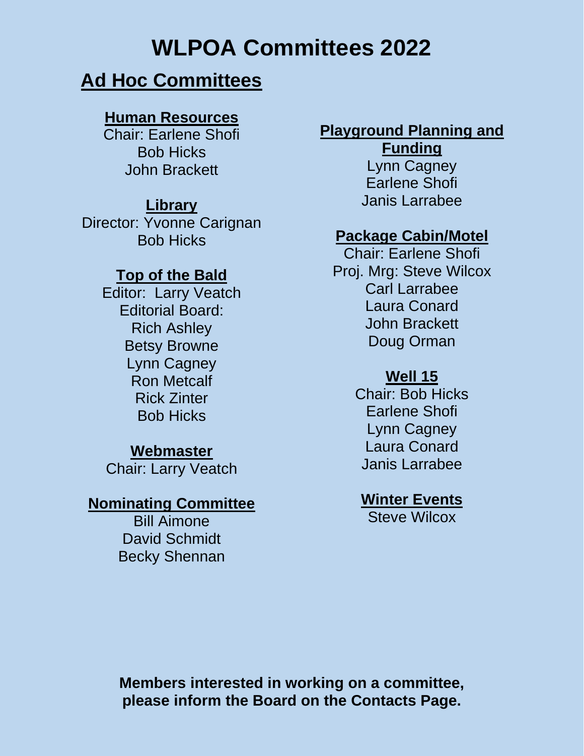# WLPOA Committees 2022

## Ad Hoc Committees

### Human Resources

Chair: Earlene Shofi
Bob Hicks
John Brackett

### Library

Director: Yvonne Carignan
Bob Hicks

### Top of the Bald

Editor: Larry Veatch
Editorial Board:
Rich Ashley
Betsy Browne
Lynn Cagney
Ron Metcalf
Rick Zinter
Bob Hicks

### Webmaster

Chair: Larry Veatch

### Nominating Committee

Bill Aimone
David Schmidt
Becky Shennan

### Playground Planning and Funding

Lynn Cagney
Earlene Shofi
Janis Larrabee

### Package Cabin/Motel

Chair: Earlene Shofi
Proj. Mrg: Steve Wilcox
Carl Larrabee
Laura Conard
John Brackett
Doug Orman

### Well 15

Chair: Bob Hicks
Earlene Shofi
Lynn Cagney
Laura Conard
Janis Larrabee

### Winter Events

Steve Wilcox

**Members interested in working on a committee, please inform the Board on the Contacts Page.**